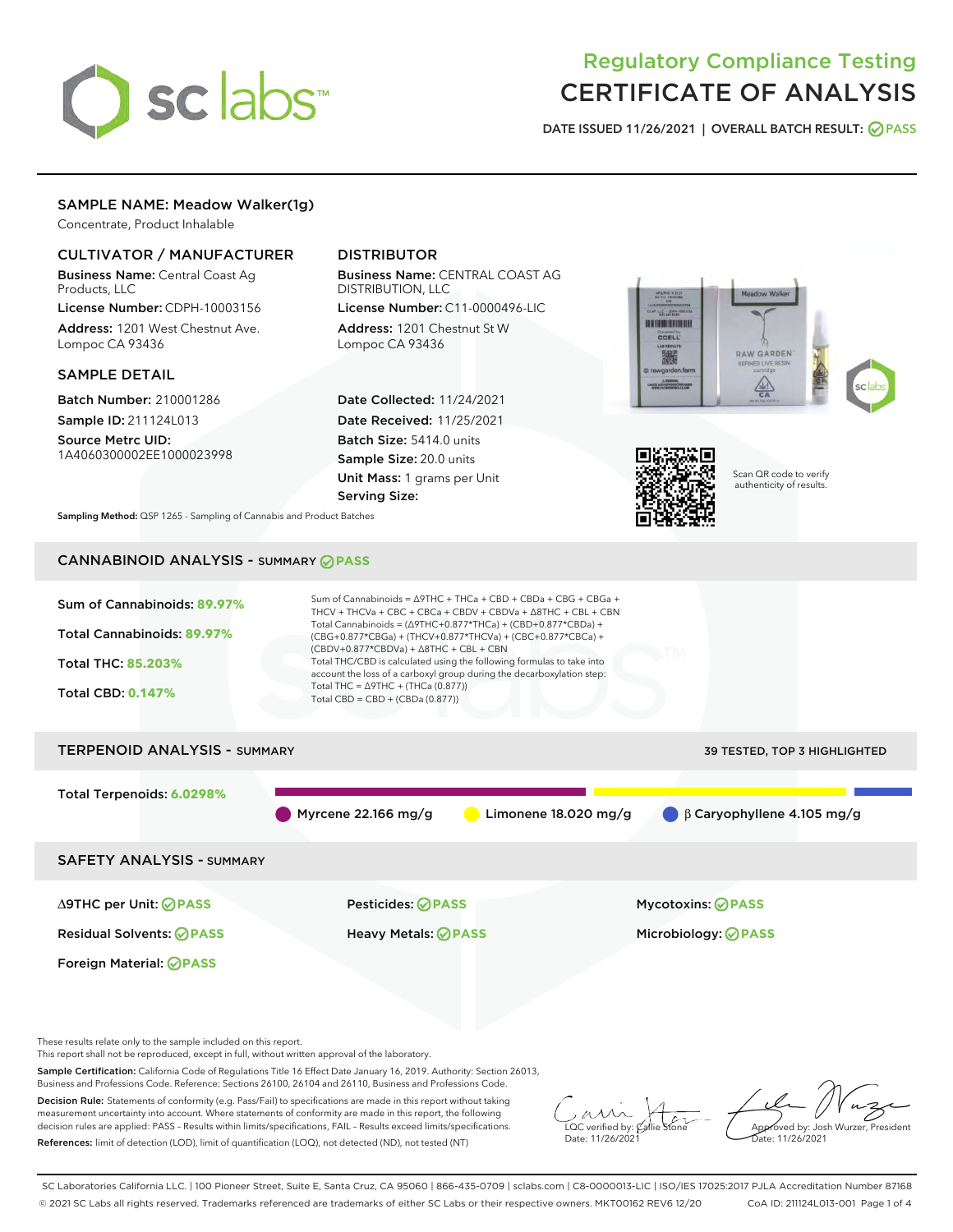# Regulatory Compliance Testing
# CERTIFICATE OF ANALYSIS

DATE ISSUED 11/26/2021 | OVERALL BATCH RESULT: PASS

## SAMPLE NAME: Meadow Walker(1g)

Concentrate, Product Inhalable

### CULTIVATOR / MANUFACTURER

**Business Name:** Central Coast Ag Products, LLC

**License Number:** CDPH-10003156

**Address:** 1201 West Chestnut Ave. Lompoc CA 93436

### DISTRIBUTOR

**Business Name:** CENTRAL COAST AG DISTRIBUTION, LLC

**License Number:** C11-0000496-LIC

**Address:** 1201 Chestnut St W Lompoc CA 93436

### SAMPLE DETAIL

**Batch Number:** 210001286

**Sample ID:** 211124L013

**Source Metrc UID:** 1A4060300002EE1000023998

**Date Collected:** 11/24/2021

**Date Received:** 11/25/2021

**Batch Size:** 5414.0 units

**Sample Size:** 20.0 units

**Unit Mass:** 1 grams per Unit

**Serving Size:**

Scan QR code to verify authenticity of results.

**Sampling Method:** QSP 1265 - Sampling of Cannabis and Product Batches

## CANNABINOID ANALYSIS - SUMMARY PASS

**Sum of Cannabinoids:** 89.97%

**Total Cannabinoids:** 89.97%

**Total THC:** 85.203%

**Total CBD:** 0.147%

Sum of Cannabinoids = Δ9THC + THCa + CBD + CBDa + CBG + CBGa + THCV + THCVa + CBC + CBCa + CBDV + CBDVa + Δ8THC + CBL + CBN

Total Cannabinoids = (Δ9THC+0.877*THCa) + (CBD+0.877*CBDa) + (CBG+0.877*CBGa) + (THCV+0.877*THCVa) + (CBC+0.877*CBCa) + (CBDV+0.877*CBDVa) + Δ8THC + CBL + CBN

Total THC/CBD is calculated using the following formulas to take into account the loss of a carboxyl group during the decarboxylation step:

Total THC = Δ9THC + (THCa (0.877))

Total CBD = CBD + (CBDa (0.877))

## TERPENOID ANALYSIS - SUMMARY

39 TESTED, TOP 3 HIGHLIGHTED

**Total Terpenoids:** 6.0298%

Myrcene 22.166 mg/g

Limonene 18.020 mg/g

β Caryophyllene 4.105 mg/g

## SAFETY ANALYSIS - SUMMARY

Δ9THC per Unit: PASS

Pesticides: PASS

Mycotoxins: PASS

Residual Solvents: PASS

Heavy Metals: PASS

Microbiology: PASS

Foreign Material: PASS

These results relate only to the sample included on this report.
This report shall not be reproduced, except in full, without written approval of the laboratory.

**Sample Certification:** California Code of Regulations Title 16 Effect Date January 16, 2019. Authority: Section 26013, Business and Professions Code. Reference: Sections 26100, 26104 and 26110, Business and Professions Code.

**Decision Rule:** Statements of conformity (e.g. Pass/Fail) to specifications are made in this report without taking measurement uncertainty into account. Where statements of conformity are made in this report, the following decision rules are applied: PASS – Results within limits/specifications, FAIL – Results exceed limits/specifications.

**References:** limit of detection (LOD), limit of quantification (LOQ), not detected (ND), not tested (NT)

LQC verified by: Callie Stone
Date: 11/26/2021

Approved by: Josh Wurzer, President
Date: 11/26/2021

SC Laboratories California LLC. | 100 Pioneer Street, Suite E, Santa Cruz, CA 95060 | 866-435-0709 | sclabs.com | C8-0000013-LIC | ISO/IES 17025:2017 PJLA Accreditation Number 87168
© 2021 SC Labs all rights reserved. Trademarks referenced are trademarks of either SC Labs or their respective owners. MKT00162 REV6 12/20 CoA ID: 211124L013-001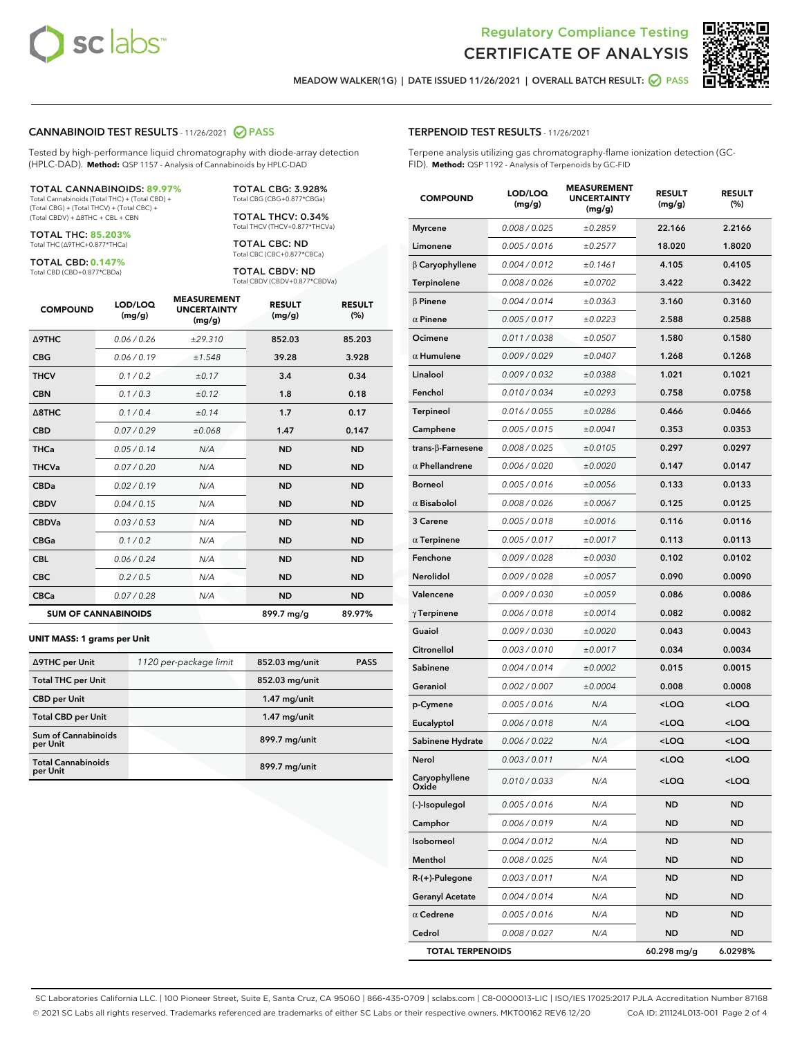Regulatory Compliance Testing
CERTIFICATE OF ANALYSIS

MEADOW WALKER(1G) | DATE ISSUED 11/26/2021 | OVERALL BATCH RESULT: PASS

## CANNABINOID TEST RESULTS - 11/26/2021 PASS

Tested by high-performance liquid chromatography with diode-array detection (HPLC-DAD). **Method:** QSP 1157 - Analysis of Cannabinoids by HPLC-DAD

**TOTAL CANNABINOIDS: 89.97%**
Total Cannabinoids (Total THC) + (Total CBD) + (Total CBG) + (Total THCV) + (Total CBC) + (Total CBDV) + Δ8THC + CBL + CBN

**TOTAL THC: 85.203%**
Total THC (Δ9THC+0.877*THCa)

**TOTAL CBD: 0.147%**
Total CBD (CBD+0.877*CBDa)

**TOTAL CBG: 3.928%**
Total CBG (CBG+0.877*CBGa)

**TOTAL THCV: 0.34%**
Total THCV (THCV+0.877*THCVa)

**TOTAL CBC: ND**
Total CBC (CBC+0.877*CBCa)

**TOTAL CBDV: ND**
Total CBDV (CBDV+0.877*CBDVa)

| COMPOUND | LOD/LOQ (mg/g) | MEASUREMENT UNCERTAINTY (mg/g) | RESULT (mg/g) | RESULT (%) |
|---|---|---|---|---|
| Δ9THC | 0.06 / 0.26 | ±29.310 | 852.03 | 85.203 |
| CBG | 0.06 / 0.19 | ±1.548 | 39.28 | 3.928 |
| THCV | 0.1 / 0.2 | ±0.17 | 3.4 | 0.34 |
| CBN | 0.1 / 0.3 | ±0.12 | 1.8 | 0.18 |
| Δ8THC | 0.1 / 0.4 | ±0.14 | 1.7 | 0.17 |
| CBD | 0.07 / 0.29 | ±0.068 | 1.47 | 0.147 |
| THCa | 0.05 / 0.14 | N/A | ND | ND |
| THCVa | 0.07 / 0.20 | N/A | ND | ND |
| CBDa | 0.02 / 0.19 | N/A | ND | ND |
| CBDV | 0.04 / 0.15 | N/A | ND | ND |
| CBDVa | 0.03 / 0.53 | N/A | ND | ND |
| CBGa | 0.1 / 0.2 | N/A | ND | ND |
| CBL | 0.06 / 0.24 | N/A | ND | ND |
| CBC | 0.2 / 0.5 | N/A | ND | ND |
| CBCa | 0.07 / 0.28 | N/A | ND | ND |
| **SUM OF CANNABINOIDS** | | | 899.7 mg/g | 89.97% |

**UNIT MASS: 1 grams per Unit**

| | | | |
|---|---|---|---|
| Δ9THC per Unit | 1120 per-package limit | 852.03 mg/unit | PASS |
| Total THC per Unit | | 852.03 mg/unit | |
| CBD per Unit | | 1.47 mg/unit | |
| Total CBD per Unit | | 1.47 mg/unit | |
| Sum of Cannabinoids per Unit | | 899.7 mg/unit | |
| Total Cannabinoids per Unit | | 899.7 mg/unit | |

## TERPENOID TEST RESULTS - 11/26/2021

Terpene analysis utilizing gas chromatography-flame ionization detection (GC-FID). **Method:** QSP 1192 - Analysis of Terpenoids by GC-FID

| COMPOUND | LOD/LOQ (mg/g) | MEASUREMENT UNCERTAINTY (mg/g) | RESULT (mg/g) | RESULT (%) |
|---|---|---|---|---|
| Myrcene | 0.008 / 0.025 | ±0.2859 | 22.166 | 2.2166 |
| Limonene | 0.005 / 0.016 | ±0.2577 | 18.020 | 1.8020 |
| β Caryophyllene | 0.004 / 0.012 | ±0.1461 | 4.105 | 0.4105 |
| Terpinolene | 0.008 / 0.026 | ±0.0702 | 3.422 | 0.3422 |
| β Pinene | 0.004 / 0.014 | ±0.0363 | 3.160 | 0.3160 |
| α Pinene | 0.005 / 0.017 | ±0.0223 | 2.588 | 0.2588 |
| Ocimene | 0.011 / 0.038 | ±0.0507 | 1.580 | 0.1580 |
| α Humulene | 0.009 / 0.029 | ±0.0407 | 1.268 | 0.1268 |
| Linalool | 0.009 / 0.032 | ±0.0388 | 1.021 | 0.1021 |
| Fenchol | 0.010 / 0.034 | ±0.0293 | 0.758 | 0.0758 |
| Terpineol | 0.016 / 0.055 | ±0.0286 | 0.466 | 0.0466 |
| Camphene | 0.005 / 0.015 | ±0.0041 | 0.353 | 0.0353 |
| trans-β-Farnesene | 0.008 / 0.025 | ±0.0105 | 0.297 | 0.0297 |
| α Phellandrene | 0.006 / 0.020 | ±0.0020 | 0.147 | 0.0147 |
| Borneol | 0.005 / 0.016 | ±0.0056 | 0.133 | 0.0133 |
| α Bisabolol | 0.008 / 0.026 | ±0.0067 | 0.125 | 0.0125 |
| 3 Carene | 0.005 / 0.018 | ±0.0016 | 0.116 | 0.0116 |
| α Terpinene | 0.005 / 0.017 | ±0.0017 | 0.113 | 0.0113 |
| Fenchone | 0.009 / 0.028 | ±0.0030 | 0.102 | 0.0102 |
| Nerolidol | 0.009 / 0.028 | ±0.0057 | 0.090 | 0.0090 |
| Valencene | 0.009 / 0.030 | ±0.0059 | 0.086 | 0.0086 |
| γ Terpinene | 0.006 / 0.018 | ±0.0014 | 0.082 | 0.0082 |
| Guaiol | 0.009 / 0.030 | ±0.0020 | 0.043 | 0.0043 |
| Citronellol | 0.003 / 0.010 | ±0.0017 | 0.034 | 0.0034 |
| Sabinene | 0.004 / 0.014 | ±0.0002 | 0.015 | 0.0015 |
| Geraniol | 0.002 / 0.007 | ±0.0004 | 0.008 | 0.0008 |
| p-Cymene | 0.005 / 0.016 | N/A | <LOQ | <LOQ |
| Eucalyptol | 0.006 / 0.018 | N/A | <LOQ | <LOQ |
| Sabinene Hydrate | 0.006 / 0.022 | N/A | <LOQ | <LOQ |
| Nerol | 0.003 / 0.011 | N/A | <LOQ | <LOQ |
| Caryophyllene Oxide | 0.010 / 0.033 | N/A | <LOQ | <LOQ |
| (-)-Isopulegol | 0.005 / 0.016 | N/A | ND | ND |
| Camphor | 0.006 / 0.019 | N/A | ND | ND |
| Isoborneol | 0.004 / 0.012 | N/A | ND | ND |
| Menthol | 0.008 / 0.025 | N/A | ND | ND |
| R-(+)-Pulegone | 0.003 / 0.011 | N/A | ND | ND |
| Geranyl Acetate | 0.004 / 0.014 | N/A | ND | ND |
| α Cedrene | 0.005 / 0.016 | N/A | ND | ND |
| Cedrol | 0.008 / 0.027 | N/A | ND | ND |
| **TOTAL TERPENOIDS** | | | 60.298 mg/g | 6.0298% |

SC Laboratories California LLC. | 100 Pioneer Street, Suite E, Santa Cruz, CA 95060 | 866-435-0709 | sclabs.com | C8-0000013-LIC | ISO/IES 17025:2017 PJLA Accreditation Number 87168
© 2021 SC Labs all rights reserved. Trademarks referenced are trademarks of either SC Labs or their respective owners. MKT00162 REV6 12/20 CoA ID: 211124L013-001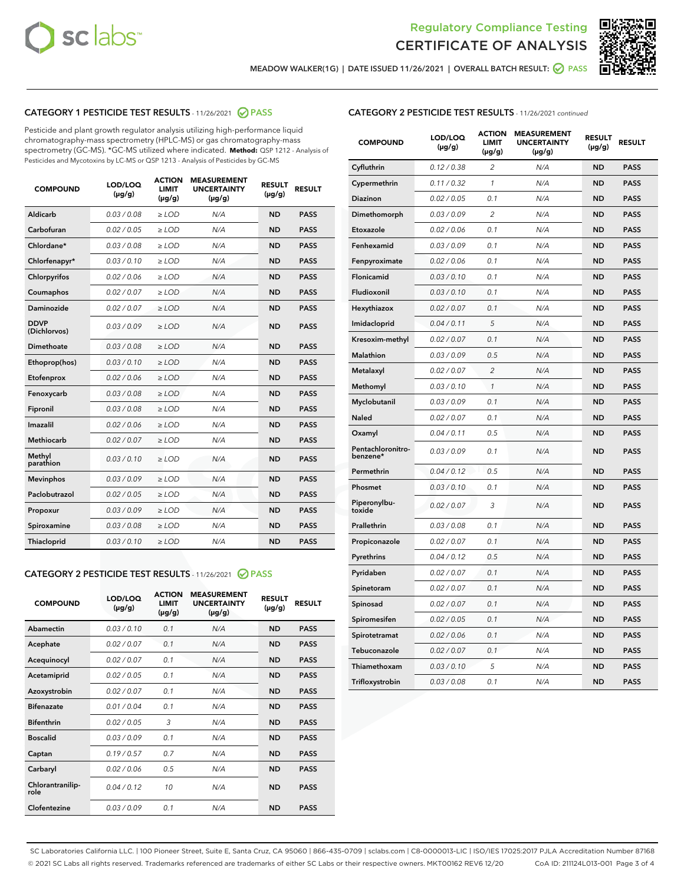Regulatory Compliance Testing
CERTIFICATE OF ANALYSIS

MEADOW WALKER(1G) | DATE ISSUED 11/26/2021 | OVERALL BATCH RESULT: PASS

## CATEGORY 1 PESTICIDE TEST RESULTS - 11/26/2021 PASS

Pesticide and plant growth regulator analysis utilizing high-performance liquid chromatography-mass spectrometry (HPLC-MS) or gas chromatography-mass spectrometry (GC-MS). *GC-MS utilized where indicated. **Method:** QSP 1212 - Analysis of Pesticides and Mycotoxins by LC-MS or QSP 1213 - Analysis of Pesticides by GC-MS

| COMPOUND | LOD/LOQ (μg/g) | ACTION LIMIT (μg/g) | MEASUREMENT UNCERTAINTY (μg/g) | RESULT (μg/g) | RESULT |
|---|---|---|---|---|---|
| Aldicarb | 0.03 / 0.08 | ≥ LOD | N/A | ND | PASS |
| Carbofuran | 0.02 / 0.05 | ≥ LOD | N/A | ND | PASS |
| Chlordane* | 0.03 / 0.08 | ≥ LOD | N/A | ND | PASS |
| Chlorfenapyr* | 0.03 / 0.10 | ≥ LOD | N/A | ND | PASS |
| Chlorpyrifos | 0.02 / 0.06 | ≥ LOD | N/A | ND | PASS |
| Coumaphos | 0.02 / 0.07 | ≥ LOD | N/A | ND | PASS |
| Daminozide | 0.02 / 0.07 | ≥ LOD | N/A | ND | PASS |
| DDVP (Dichlorvos) | 0.03 / 0.09 | ≥ LOD | N/A | ND | PASS |
| Dimethoate | 0.03 / 0.08 | ≥ LOD | N/A | ND | PASS |
| Ethoprop(hos) | 0.03 / 0.10 | ≥ LOD | N/A | ND | PASS |
| Etofenprox | 0.02 / 0.06 | ≥ LOD | N/A | ND | PASS |
| Fenoxycarb | 0.03 / 0.08 | ≥ LOD | N/A | ND | PASS |
| Fipronil | 0.03 / 0.08 | ≥ LOD | N/A | ND | PASS |
| Imazalil | 0.02 / 0.06 | ≥ LOD | N/A | ND | PASS |
| Methiocarb | 0.02 / 0.07 | ≥ LOD | N/A | ND | PASS |
| Methyl parathion | 0.03 / 0.10 | ≥ LOD | N/A | ND | PASS |
| Mevinphos | 0.03 / 0.09 | ≥ LOD | N/A | ND | PASS |
| Paclobutrazol | 0.02 / 0.05 | ≥ LOD | N/A | ND | PASS |
| Propoxur | 0.03 / 0.09 | ≥ LOD | N/A | ND | PASS |
| Spiroxamine | 0.03 / 0.08 | ≥ LOD | N/A | ND | PASS |
| Thiacloprid | 0.03 / 0.10 | ≥ LOD | N/A | ND | PASS |

## CATEGORY 2 PESTICIDE TEST RESULTS - 11/26/2021 PASS

| COMPOUND | LOD/LOQ (μg/g) | ACTION LIMIT (μg/g) | MEASUREMENT UNCERTAINTY (μg/g) | RESULT (μg/g) | RESULT |
|---|---|---|---|---|---|
| Abamectin | 0.03 / 0.10 | 0.1 | N/A | ND | PASS |
| Acephate | 0.02 / 0.07 | 0.1 | N/A | ND | PASS |
| Acequinocyl | 0.02 / 0.07 | 0.1 | N/A | ND | PASS |
| Acetamiprid | 0.02 / 0.05 | 0.1 | N/A | ND | PASS |
| Azoxystrobin | 0.02 / 0.07 | 0.1 | N/A | ND | PASS |
| Bifenazate | 0.01 / 0.04 | 0.1 | N/A | ND | PASS |
| Bifenthrin | 0.02 / 0.05 | 3 | N/A | ND | PASS |
| Boscalid | 0.03 / 0.09 | 0.1 | N/A | ND | PASS |
| Captan | 0.19 / 0.57 | 0.7 | N/A | ND | PASS |
| Carbaryl | 0.02 / 0.06 | 0.5 | N/A | ND | PASS |
| Chlorantraniliprole | 0.04 / 0.12 | 10 | N/A | ND | PASS |
| Clofentezine | 0.03 / 0.09 | 0.1 | N/A | ND | PASS |
| Cyfluthrin | 0.12 / 0.38 | 2 | N/A | ND | PASS |
| Cypermethrin | 0.11 / 0.32 | 1 | N/A | ND | PASS |
| Diazinon | 0.02 / 0.05 | 0.1 | N/A | ND | PASS |
| Dimethomorph | 0.03 / 0.09 | 2 | N/A | ND | PASS |
| Etoxazole | 0.02 / 0.06 | 0.1 | N/A | ND | PASS |
| Fenhexamid | 0.03 / 0.09 | 0.1 | N/A | ND | PASS |
| Fenpyroximate | 0.02 / 0.06 | 0.1 | N/A | ND | PASS |
| Flonicamid | 0.03 / 0.10 | 0.1 | N/A | ND | PASS |
| Fludioxonil | 0.03 / 0.10 | 0.1 | N/A | ND | PASS |
| Hexythiazox | 0.02 / 0.07 | 0.1 | N/A | ND | PASS |
| Imidacloprid | 0.04 / 0.11 | 5 | N/A | ND | PASS |
| Kresoxim-methyl | 0.02 / 0.07 | 0.1 | N/A | ND | PASS |
| Malathion | 0.03 / 0.09 | 0.5 | N/A | ND | PASS |
| Metalaxyl | 0.02 / 0.07 | 2 | N/A | ND | PASS |
| Methomyl | 0.03 / 0.10 | 1 | N/A | ND | PASS |
| Myclobutanil | 0.03 / 0.09 | 0.1 | N/A | ND | PASS |
| Naled | 0.02 / 0.07 | 0.1 | N/A | ND | PASS |
| Oxamyl | 0.04 / 0.11 | 0.5 | N/A | ND | PASS |
| Pentachloronitrobenzene* | 0.03 / 0.09 | 0.1 | N/A | ND | PASS |
| Permethrin | 0.04 / 0.12 | 0.5 | N/A | ND | PASS |
| Phosmet | 0.03 / 0.10 | 0.1 | N/A | ND | PASS |
| Piperonylbutoxide | 0.02 / 0.07 | 3 | N/A | ND | PASS |
| Prallethrin | 0.03 / 0.08 | 0.1 | N/A | ND | PASS |
| Propiconazole | 0.02 / 0.07 | 0.1 | N/A | ND | PASS |
| Pyrethrins | 0.04 / 0.12 | 0.5 | N/A | ND | PASS |
| Pyridaben | 0.02 / 0.07 | 0.1 | N/A | ND | PASS |
| Spinetoram | 0.02 / 0.07 | 0.1 | N/A | ND | PASS |
| Spinosad | 0.02 / 0.07 | 0.1 | N/A | ND | PASS |
| Spiromesifen | 0.02 / 0.05 | 0.1 | N/A | ND | PASS |
| Spirotetramat | 0.02 / 0.06 | 0.1 | N/A | ND | PASS |
| Tebuconazole | 0.02 / 0.07 | 0.1 | N/A | ND | PASS |
| Thiamethoxam | 0.03 / 0.10 | 5 | N/A | ND | PASS |
| Trifloxystrobin | 0.03 / 0.08 | 0.1 | N/A | ND | PASS |

SC Laboratories California LLC. | 100 Pioneer Street, Suite E, Santa Cruz, CA 95060 | 866-435-0709 | sclabs.com | C8-0000013-LIC | ISO/IES 17025:2017 PJLA Accreditation Number 87168
© 2021 SC Labs all rights reserved. Trademarks referenced are trademarks of either SC Labs or their respective owners. MKT00162 REV6 12/20 CoA ID: 211124L013-001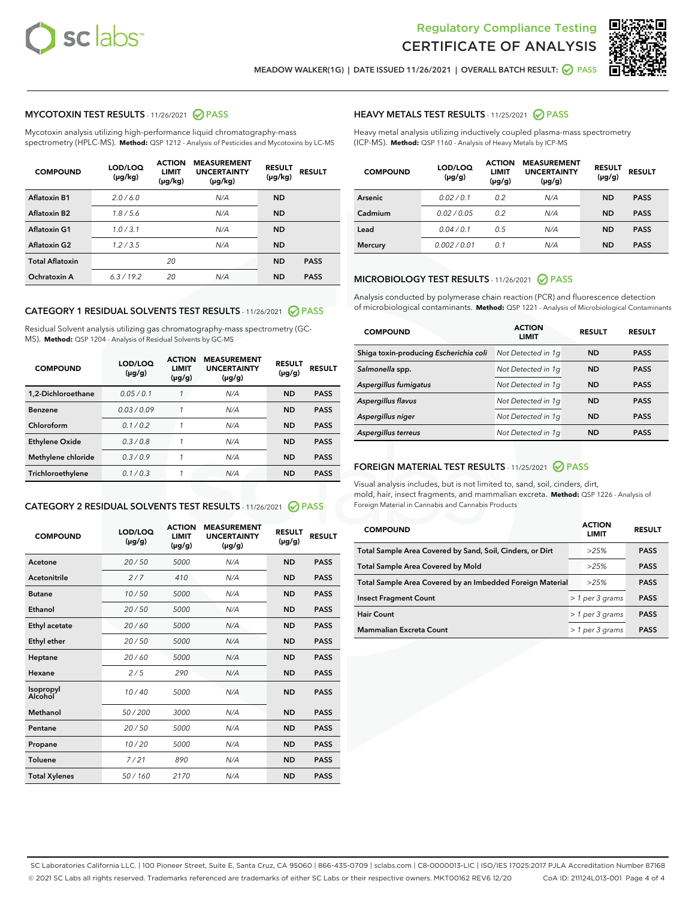Regulatory Compliance Testing

# CERTIFICATE OF ANALYSIS

MEADOW WALKER(1G) | DATE ISSUED 11/26/2021 | OVERALL BATCH RESULT: PASS

## MYCOTOXIN TEST RESULTS - 11/26/2021 PASS

Mycotoxin analysis utilizing high-performance liquid chromatography-mass spectrometry (HPLC-MS). **Method:** QSP 1212 - Analysis of Pesticides and Mycotoxins by LC-MS

| COMPOUND | LOD/LOQ (μg/kg) | ACTION LIMIT (μg/kg) | MEASUREMENT UNCERTAINTY (μg/kg) | RESULT (μg/kg) | RESULT |
|---|---|---|---|---|---|
| Aflatoxin B1 | 2.0 / 6.0 | | N/A | ND | |
| Aflatoxin B2 | 1.8 / 5.6 | | N/A | ND | |
| Aflatoxin G1 | 1.0 / 3.1 | | N/A | ND | |
| Aflatoxin G2 | 1.2 / 3.5 | | N/A | ND | |
| Total Aflatoxin | | 20 | | ND | PASS |
| Ochratoxin A | 6.3 / 19.2 | 20 | N/A | ND | PASS |

## CATEGORY 1 RESIDUAL SOLVENTS TEST RESULTS - 11/26/2021 PASS

Residual Solvent analysis utilizing gas chromatography-mass spectrometry (GC-MS). **Method:** QSP 1204 - Analysis of Residual Solvents by GC-MS

| COMPOUND | LOD/LOQ (μg/g) | ACTION LIMIT (μg/g) | MEASUREMENT UNCERTAINTY (μg/g) | RESULT (μg/g) | RESULT |
|---|---|---|---|---|---|
| 1,2-Dichloroethane | 0.05 / 0.1 | 1 | N/A | ND | PASS |
| Benzene | 0.03 / 0.09 | 1 | N/A | ND | PASS |
| Chloroform | 0.1 / 0.2 | 1 | N/A | ND | PASS |
| Ethylene Oxide | 0.3 / 0.8 | 1 | N/A | ND | PASS |
| Methylene chloride | 0.3 / 0.9 | 1 | N/A | ND | PASS |
| Trichloroethylene | 0.1 / 0.3 | 1 | N/A | ND | PASS |

## CATEGORY 2 RESIDUAL SOLVENTS TEST RESULTS - 11/26/2021 PASS

| COMPOUND | LOD/LOQ (μg/g) | ACTION LIMIT (μg/g) | MEASUREMENT UNCERTAINTY (μg/g) | RESULT (μg/g) | RESULT |
|---|---|---|---|---|---|
| Acetone | 20 / 50 | 5000 | N/A | ND | PASS |
| Acetonitrile | 2 / 7 | 410 | N/A | ND | PASS |
| Butane | 10 / 50 | 5000 | N/A | ND | PASS |
| Ethanol | 20 / 50 | 5000 | N/A | ND | PASS |
| Ethyl acetate | 20 / 60 | 5000 | N/A | ND | PASS |
| Ethyl ether | 20 / 50 | 5000 | N/A | ND | PASS |
| Heptane | 20 / 60 | 5000 | N/A | ND | PASS |
| Hexane | 2 / 5 | 290 | N/A | ND | PASS |
| Isopropyl Alcohol | 10 / 40 | 5000 | N/A | ND | PASS |
| Methanol | 50 / 200 | 3000 | N/A | ND | PASS |
| Pentane | 20 / 50 | 5000 | N/A | ND | PASS |
| Propane | 10 / 20 | 5000 | N/A | ND | PASS |
| Toluene | 7 / 21 | 890 | N/A | ND | PASS |
| Total Xylenes | 50 / 160 | 2170 | N/A | ND | PASS |

## HEAVY METALS TEST RESULTS - 11/25/2021 PASS

Heavy metal analysis utilizing inductively coupled plasma-mass spectrometry (ICP-MS). **Method:** QSP 1160 - Analysis of Heavy Metals by ICP-MS

| COMPOUND | LOD/LOQ (μg/g) | ACTION LIMIT (μg/g) | MEASUREMENT UNCERTAINTY (μg/g) | RESULT (μg/g) | RESULT |
|---|---|---|---|---|---|
| Arsenic | 0.02 / 0.1 | 0.2 | N/A | ND | PASS |
| Cadmium | 0.02 / 0.05 | 0.2 | N/A | ND | PASS |
| Lead | 0.04 / 0.1 | 0.5 | N/A | ND | PASS |
| Mercury | 0.002 / 0.01 | 0.1 | N/A | ND | PASS |

## MICROBIOLOGY TEST RESULTS - 11/26/2021 PASS

Analysis conducted by polymerase chain reaction (PCR) and fluorescence detection of microbiological contaminants. **Method:** QSP 1221 - Analysis of Microbiological Contaminants

| COMPOUND | ACTION LIMIT | RESULT | RESULT |
|---|---|---|---|
| Shiga toxin-producing *Escherichia coli* | Not Detected in 1g | ND | PASS |
| *Salmonella* spp. | Not Detected in 1g | ND | PASS |
| *Aspergillus fumigatus* | Not Detected in 1g | ND | PASS |
| *Aspergillus flavus* | Not Detected in 1g | ND | PASS |
| *Aspergillus niger* | Not Detected in 1g | ND | PASS |
| *Aspergillus terreus* | Not Detected in 1g | ND | PASS |

## FOREIGN MATERIAL TEST RESULTS - 11/25/2021 PASS

Visual analysis includes, but is not limited to, sand, soil, cinders, dirt, mold, hair, insect fragments, and mammalian excreta. **Method:** QSP 1226 - Analysis of Foreign Material in Cannabis and Cannabis Products

| COMPOUND | ACTION LIMIT | RESULT |
|---|---|---|
| Total Sample Area Covered by Sand, Soil, Cinders, or Dirt | >25% | PASS |
| Total Sample Area Covered by Mold | >25% | PASS |
| Total Sample Area Covered by an Imbedded Foreign Material | >25% | PASS |
| Insect Fragment Count | > 1 per 3 grams | PASS |
| Hair Count | > 1 per 3 grams | PASS |
| Mammalian Excreta Count | > 1 per 3 grams | PASS |

SC Laboratories California LLC. | 100 Pioneer Street, Suite E, Santa Cruz, CA 95060 | 866-435-0709 | sclabs.com | C8-0000013-LIC | ISO/IES 17025:2017 PJLA Accreditation Number 87168
© 2021 SC Labs all rights reserved. Trademarks referenced are trademarks of either SC Labs or their respective owners. MKT00162 REV6 12/20 CoA ID: 211124L013-001